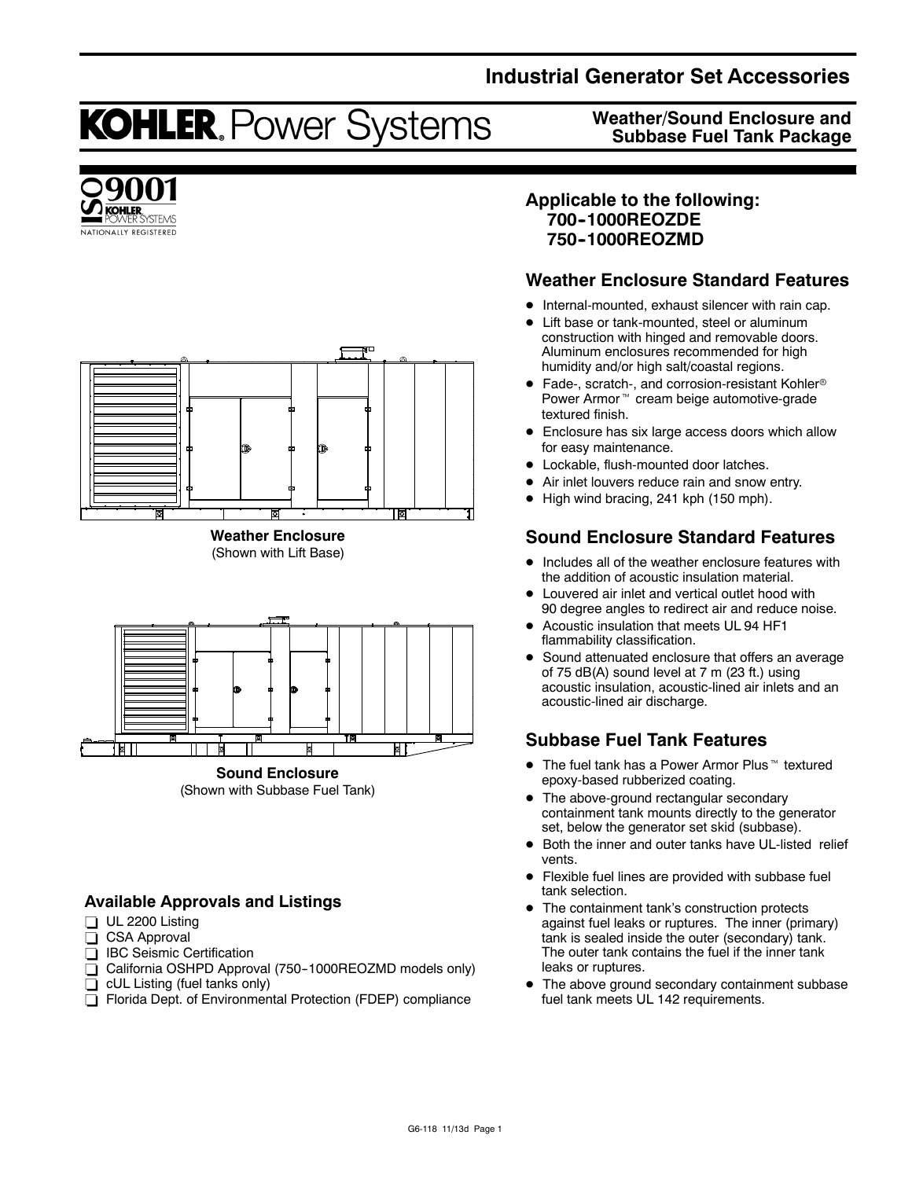# Industrial Generator Set Accessories

## KOHLER. Power Systems

## Weather/Sound Enclosure and Subbase Fuel Tank Package

ISO 9001 KOHLER POWER SYSTEMS NATIONALLY REGISTERED

Weather Enclosure
(Shown with Lift Base)

Sound Enclosure
(Shown with Subbase Fuel Tank)

### Available Approvals and Listings

- ❑ UL 2200 Listing
- ❑ CSA Approval
- ❑ IBC Seismic Certification
- ❑ California OSHPD Approval (750-1000REOZMD models only)
- ❑ cUL Listing (fuel tanks only)
- ❑ Florida Dept. of Environmental Protection (FDEP) compliance

### Applicable to the following:

**700-1000REOZDE**
**750-1000REOZMD**

### Weather Enclosure Standard Features

- Internal-mounted, exhaust silencer with rain cap.
- Lift base or tank-mounted, steel or aluminum construction with hinged and removable doors. Aluminum enclosures recommended for high humidity and/or high salt/coastal regions.
- Fade-, scratch-, and corrosion-resistant Kohler® Power Armor™ cream beige automotive-grade textured finish.
- Enclosure has six large access doors which allow for easy maintenance.
- Lockable, flush-mounted door latches.
- Air inlet louvers reduce rain and snow entry.
- High wind bracing, 241 kph (150 mph).

### Sound Enclosure Standard Features

- Includes all of the weather enclosure features with the addition of acoustic insulation material.
- Louvered air inlet and vertical outlet hood with 90 degree angles to redirect air and reduce noise.
- Acoustic insulation that meets UL 94 HF1 flammability classification.
- Sound attenuated enclosure that offers an average of 75 dB(A) sound level at 7 m (23 ft.) using acoustic insulation, acoustic-lined air inlets and an acoustic-lined air discharge.

### Subbase Fuel Tank Features

- The fuel tank has a Power Armor Plus™ textured epoxy-based rubberized coating.
- The above-ground rectangular secondary containment tank mounts directly to the generator set, below the generator set skid (subbase).
- Both the inner and outer tanks have UL-listed relief vents.
- Flexible fuel lines are provided with subbase fuel tank selection.
- The containment tank's construction protects against fuel leaks or ruptures. The inner (primary) tank is sealed inside the outer (secondary) tank. The outer tank contains the fuel if the inner tank leaks or ruptures.
- The above ground secondary containment subbase fuel tank meets UL 142 requirements.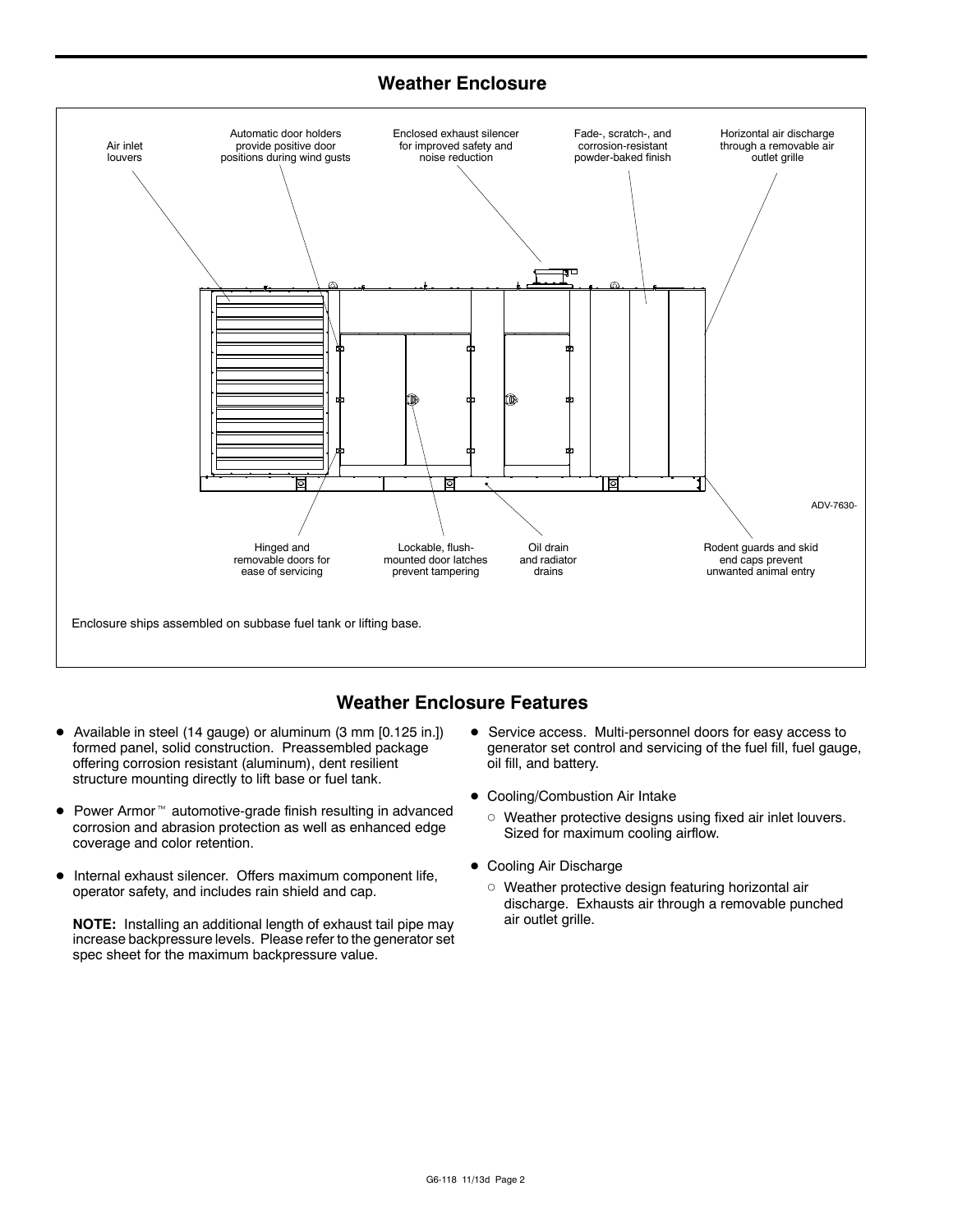## Weather Enclosure

Air inlet louvers

Automatic door holders provide positive door positions during wind gusts

Enclosed exhaust silencer for improved safety and noise reduction

Fade-, scratch-, and corrosion-resistant powder-baked finish

Horizontal air discharge through a removable air outlet grille

ADV-7630-

Hinged and removable doors for ease of servicing

Lockable, flush-mounted door latches prevent tampering

Oil drain and radiator drains

Rodent guards and skid end caps prevent unwanted animal entry

Enclosure ships assembled on subbase fuel tank or lifting base.

## Weather Enclosure Features

- Available in steel (14 gauge) or aluminum (3 mm [0.125 in.]) formed panel, solid construction. Preassembled package offering corrosion resistant (aluminum), dent resilient structure mounting directly to lift base or fuel tank.
- Power Armor™ automotive-grade finish resulting in advanced corrosion and abrasion protection as well as enhanced edge coverage and color retention.
- Internal exhaust silencer. Offers maximum component life, operator safety, and includes rain shield and cap.

  **NOTE:** Installing an additional length of exhaust tail pipe may increase backpressure levels. Please refer to the generator set spec sheet for the maximum backpressure value.

- Service access. Multi-personnel doors for easy access to generator set control and servicing of the fuel fill, fuel gauge, oil fill, and battery.
- Cooling/Combustion Air Intake
  - Weather protective designs using fixed air inlet louvers. Sized for maximum cooling airflow.
- Cooling Air Discharge
  - Weather protective design featuring horizontal air discharge. Exhausts air through a removable punched air outlet grille.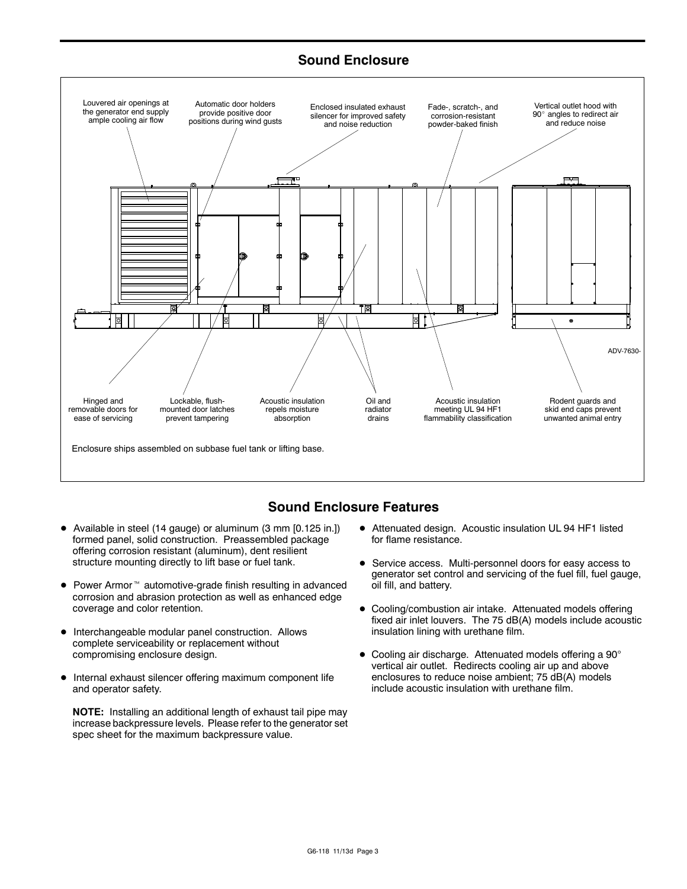## Sound Enclosure

Louvered air openings at the generator end supply ample cooling air flow

Automatic door holders provide positive door positions during wind gusts

Enclosed insulated exhaust silencer for improved safety and noise reduction

Fade-, scratch-, and corrosion-resistant powder-baked finish

Vertical outlet hood with 90° angles to redirect air and reduce noise

ADV-7630-

Hinged and removable doors for ease of servicing

Lockable, flush-mounted door latches prevent tampering

Acoustic insulation repels moisture absorption

Oil and radiator drains

Acoustic insulation meeting UL 94 HF1 flammability classification

Rodent guards and skid end caps prevent unwanted animal entry

Enclosure ships assembled on subbase fuel tank or lifting base.

## Sound Enclosure Features

- Available in steel (14 gauge) or aluminum (3 mm [0.125 in.]) formed panel, solid construction. Preassembled package offering corrosion resistant (aluminum), dent resilient structure mounting directly to lift base or fuel tank.
- Power Armor™ automotive-grade finish resulting in advanced corrosion and abrasion protection as well as enhanced edge coverage and color retention.
- Interchangeable modular panel construction. Allows complete serviceability or replacement without compromising enclosure design.
- Internal exhaust silencer offering maximum component life and operator safety.

  **NOTE:** Installing an additional length of exhaust tail pipe may increase backpressure levels. Please refer to the generator set spec sheet for the maximum backpressure value.

- Attenuated design. Acoustic insulation UL 94 HF1 listed for flame resistance.
- Service access. Multi-personnel doors for easy access to generator set control and servicing of the fuel fill, fuel gauge, oil fill, and battery.
- Cooling/combustion air intake. Attenuated models offering fixed air inlet louvers. The 75 dB(A) models include acoustic insulation lining with urethane film.
- Cooling air discharge. Attenuated models offering a 90° vertical air outlet. Redirects cooling air up and above enclosures to reduce noise ambient; 75 dB(A) models include acoustic insulation with urethane film.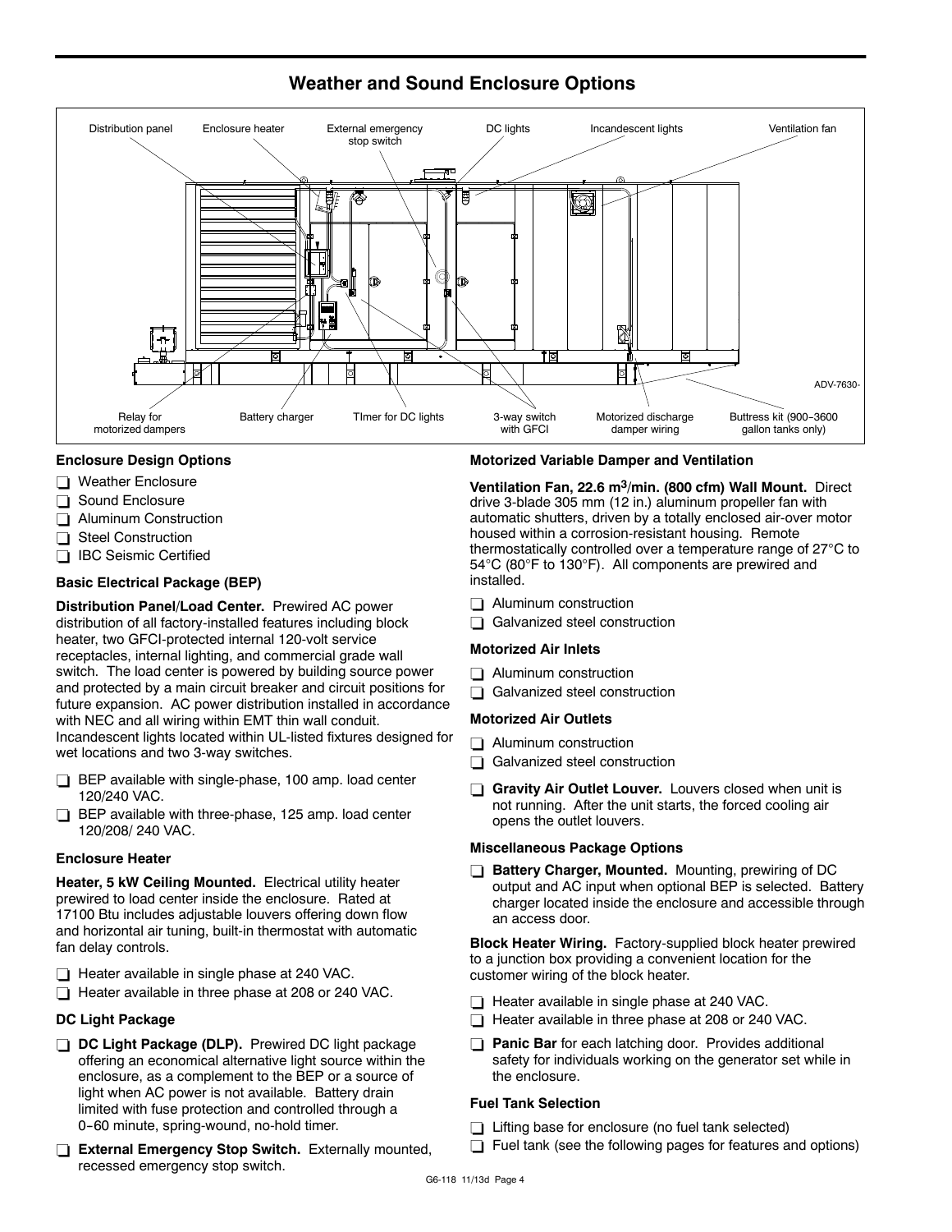## Weather and Sound Enclosure Options

Distribution panel | Enclosure heater | External emergency stop switch | DC lights | Incandescent lights | Ventilation fan

ADV-7630-

Relay for motorized dampers | Battery charger | TImer for DC lights | 3-way switch with GFCI | Motorized discharge damper wiring | Buttress kit (900–3600 gallon tanks only)

### Enclosure Design Options

- ❑ Weather Enclosure
- ❑ Sound Enclosure
- ❑ Aluminum Construction
- ❑ Steel Construction
- ❑ IBC Seismic Certified

### Basic Electrical Package (BEP)

**Distribution Panel/Load Center.** Prewired AC power distribution of all factory-installed features including block heater, two GFCI-protected internal 120-volt service receptacles, internal lighting, and commercial grade wall switch. The load center is powered by building source power and protected by a main circuit breaker and circuit positions for future expansion. AC power distribution installed in accordance with NEC and all wiring within EMT thin wall conduit. Incandescent lights located within UL-listed fixtures designed for wet locations and two 3-way switches.

- ❑ BEP available with single-phase, 100 amp. load center 120/240 VAC.
- ❑ BEP available with three-phase, 125 amp. load center 120/208/ 240 VAC.

### Enclosure Heater

**Heater, 5 kW Ceiling Mounted.** Electrical utility heater prewired to load center inside the enclosure. Rated at 17100 Btu includes adjustable louvers offering down flow and horizontal air tuning, built-in thermostat with automatic fan delay controls.

- ❑ Heater available in single phase at 240 VAC.
- ❑ Heater available in three phase at 208 or 240 VAC.

### DC Light Package

- ❑ **DC Light Package (DLP).** Prewired DC light package offering an economical alternative light source within the enclosure, as a complement to the BEP or a source of light when AC power is not available. Battery drain limited with fuse protection and controlled through a 0–60 minute, spring-wound, no-hold timer.
- ❑ **External Emergency Stop Switch.** Externally mounted, recessed emergency stop switch.

### Motorized Variable Damper and Ventilation

**Ventilation Fan, 22.6 $m^3$/min. (800 cfm) Wall Mount.** Direct drive 3-blade 305 mm (12 in.) aluminum propeller fan with automatic shutters, driven by a totally enclosed air-over motor housed within a corrosion-resistant housing. Remote thermostatically controlled over a temperature range of 27°C to 54°C (80°F to 130°F). All components are prewired and installed.

- ❑ Aluminum construction
- ❑ Galvanized steel construction

### Motorized Air Inlets

- ❑ Aluminum construction
- ❑ Galvanized steel construction

### Motorized Air Outlets

- ❑ Aluminum construction
- ❑ Galvanized steel construction
- ❑ **Gravity Air Outlet Louver.** Louvers closed when unit is not running. After the unit starts, the forced cooling air opens the outlet louvers.

### Miscellaneous Package Options

- ❑ **Battery Charger, Mounted.** Mounting, prewiring of DC output and AC input when optional BEP is selected. Battery charger located inside the enclosure and accessible through an access door.

**Block Heater Wiring.** Factory-supplied block heater prewired to a junction box providing a convenient location for the customer wiring of the block heater.

- ❑ Heater available in single phase at 240 VAC.
- ❑ Heater available in three phase at 208 or 240 VAC.
- ❑ **Panic Bar** for each latching door. Provides additional safety for individuals working on the generator set while in the enclosure.

### Fuel Tank Selection

- ❑ Lifting base for enclosure (no fuel tank selected)
- ❑ Fuel tank (see the following pages for features and options)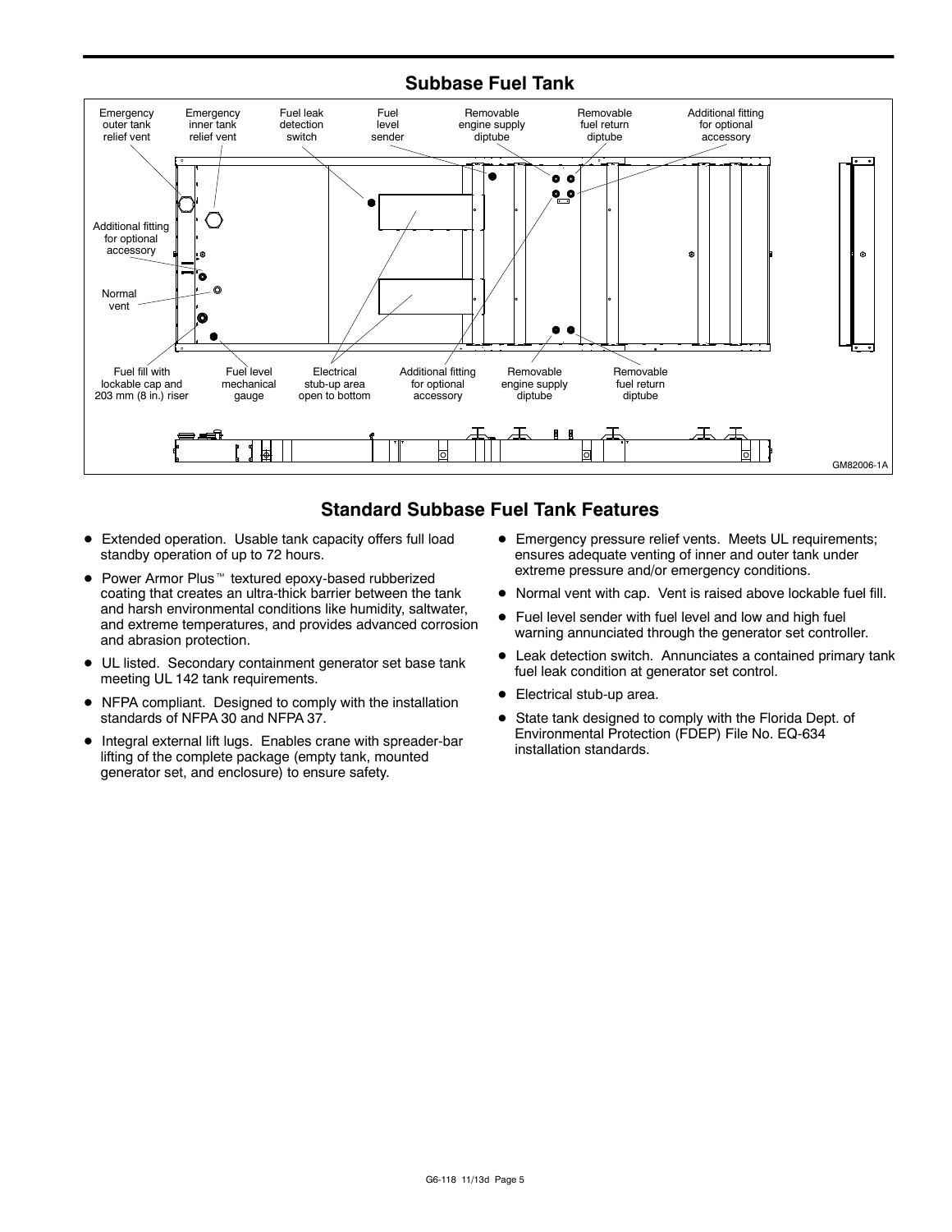## Subbase Fuel Tank

Emergency outer tank relief vent
Emergency inner tank relief vent
Fuel leak detection switch
Fuel level sender
Removable engine supply diptube
Removable fuel return diptube
Additional fitting for optional accessory
Additional fitting for optional accessory
Normal vent
Fuel fill with lockable cap and 203 mm (8 in.) riser
Fuel level mechanical gauge
Electrical stub-up area open to bottom
Additional fitting for optional accessory
Removable engine supply diptube
Removable fuel return diptube

GM82006-1A

## Standard Subbase Fuel Tank Features

- Extended operation. Usable tank capacity offers full load standby operation of up to 72 hours.
- Power Armor Plus™ textured epoxy-based rubberized coating that creates an ultra-thick barrier between the tank and harsh environmental conditions like humidity, saltwater, and extreme temperatures, and provides advanced corrosion and abrasion protection.
- UL listed. Secondary containment generator set base tank meeting UL 142 tank requirements.
- NFPA compliant. Designed to comply with the installation standards of NFPA 30 and NFPA 37.
- Integral external lift lugs. Enables crane with spreader-bar lifting of the complete package (empty tank, mounted generator set, and enclosure) to ensure safety.
- Emergency pressure relief vents. Meets UL requirements; ensures adequate venting of inner and outer tank under extreme pressure and/or emergency conditions.
- Normal vent with cap. Vent is raised above lockable fuel fill.
- Fuel level sender with fuel level and low and high fuel warning annunciated through the generator set controller.
- Leak detection switch. Annunciates a contained primary tank fuel leak condition at generator set control.
- Electrical stub-up area.
- State tank designed to comply with the Florida Dept. of Environmental Protection (FDEP) File No. EQ-634 installation standards.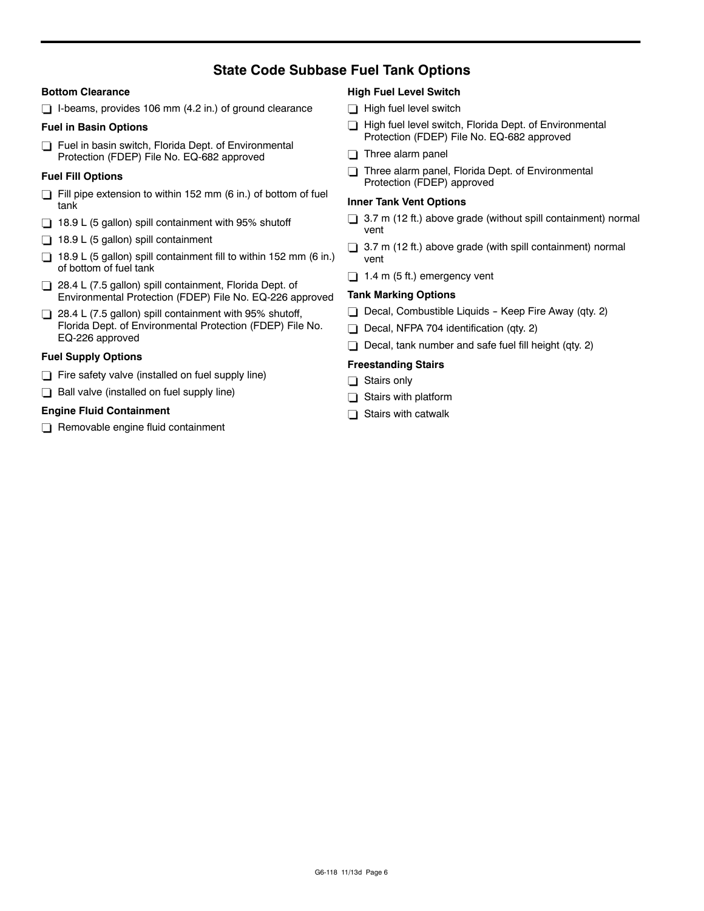## State Code Subbase Fuel Tank Options

### Bottom Clearance

- ❑ I-beams, provides 106 mm (4.2 in.) of ground clearance

### Fuel in Basin Options

- ❑ Fuel in basin switch, Florida Dept. of Environmental Protection (FDEP) File No. EQ-682 approved

### Fuel Fill Options

- ❑ Fill pipe extension to within 152 mm (6 in.) of bottom of fuel tank
- ❑ 18.9 L (5 gallon) spill containment with 95% shutoff
- ❑ 18.9 L (5 gallon) spill containment
- ❑ 18.9 L (5 gallon) spill containment fill to within 152 mm (6 in.) of bottom of fuel tank
- ❑ 28.4 L (7.5 gallon) spill containment, Florida Dept. of Environmental Protection (FDEP) File No. EQ-226 approved
- ❑ 28.4 L (7.5 gallon) spill containment with 95% shutoff, Florida Dept. of Environmental Protection (FDEP) File No. EQ-226 approved

### Fuel Supply Options

- ❑ Fire safety valve (installed on fuel supply line)
- ❑ Ball valve (installed on fuel supply line)

### Engine Fluid Containment

- ❑ Removable engine fluid containment

### High Fuel Level Switch

- ❑ High fuel level switch
- ❑ High fuel level switch, Florida Dept. of Environmental Protection (FDEP) File No. EQ-682 approved
- ❑ Three alarm panel
- ❑ Three alarm panel, Florida Dept. of Environmental Protection (FDEP) approved

### Inner Tank Vent Options

- ❑ 3.7 m (12 ft.) above grade (without spill containment) normal vent
- ❑ 3.7 m (12 ft.) above grade (with spill containment) normal vent
- ❑ 1.4 m (5 ft.) emergency vent

### Tank Marking Options

- ❑ Decal, Combustible Liquids - Keep Fire Away (qty. 2)
- ❑ Decal, NFPA 704 identification (qty. 2)
- ❑ Decal, tank number and safe fuel fill height (qty. 2)

### Freestanding Stairs

- ❑ Stairs only
- ❑ Stairs with platform
- ❑ Stairs with catwalk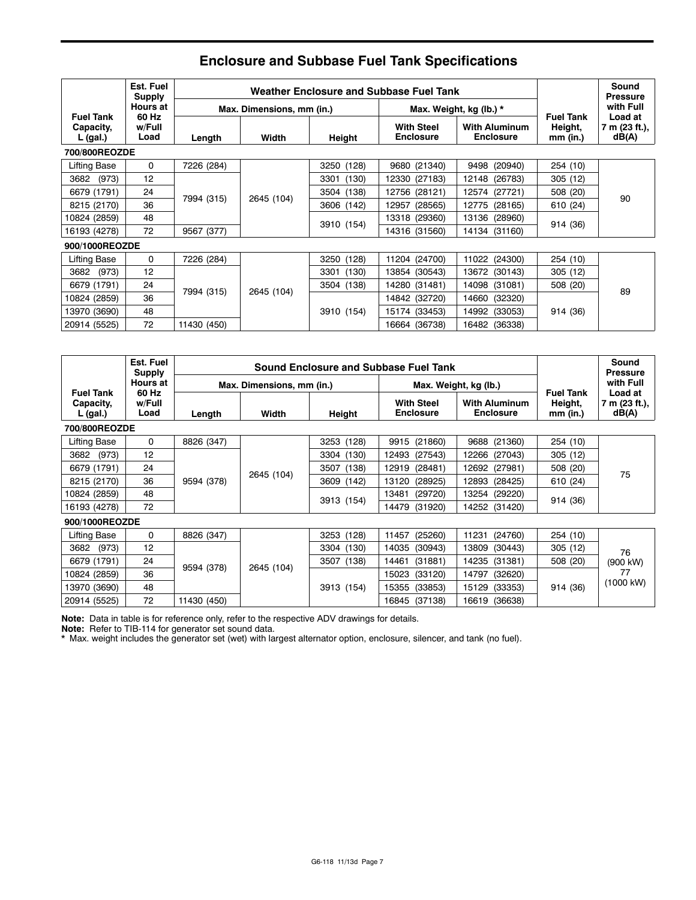# Enclosure and Subbase Fuel Tank Specifications

| Fuel Tank Capacity, L (gal.) | Est. Fuel Supply Hours at 60 Hz w/Full Load | Weather Enclosure and Subbase Fuel Tank | | | | | Fuel Tank Height, mm (in.) | Sound Pressure with Full Load at 7 m (23 ft.), dB(A) |
|---|---|---|---|---|---|---|---|---|
| | | Max. Dimensions, mm (in.) | | | Max. Weight, kg (lb.) * | | | |
| | | Length | Width | Height | With Steel Enclosure | With Aluminum Enclosure | | |
| **700/800REOZDE** | | | | | | | | |
| Lifting Base | 0 | 7226 (284) | 2645 (104) | 3250 (128) | 9680 (21340) | 9498 (20940) | 254 (10) | 90 |
| 3682 (973) | 12 | 7994 (315) | 2645 (104) | 3301 (130) | 12330 (27183) | 12148 (26783) | 305 (12) | 90 |
| 6679 (1791) | 24 | 7994 (315) | 2645 (104) | 3504 (138) | 12756 (28121) | 12574 (27721) | 508 (20) | 90 |
| 8215 (2170) | 36 | 7994 (315) | 2645 (104) | 3606 (142) | 12957 (28565) | 12775 (28165) | 610 (24) | 90 |
| 10824 (2859) | 48 | 7994 (315) | 2645 (104) | 3910 (154) | 13318 (29360) | 13136 (28960) | 914 (36) | 90 |
| 16193 (4278) | 72 | 9567 (377) | 2645 (104) | 3910 (154) | 14316 (31560) | 14134 (31160) | 914 (36) | 90 |
| **900/1000REOZDE** | | | | | | | | |
| Lifting Base | 0 | 7226 (284) | 2645 (104) | 3250 (128) | 11204 (24700) | 11022 (24300) | 254 (10) | 89 |
| 3682 (973) | 12 | 7994 (315) | 2645 (104) | 3301 (130) | 13854 (30543) | 13672 (30143) | 305 (12) | 89 |
| 6679 (1791) | 24 | 7994 (315) | 2645 (104) | 3504 (138) | 14280 (31481) | 14098 (31081) | 508 (20) | 89 |
| 10824 (2859) | 36 | 7994 (315) | 2645 (104) | 3910 (154) | 14842 (32720) | 14660 (32320) | 914 (36) | 89 |
| 13970 (3690) | 48 | 7994 (315) | 2645 (104) | 3910 (154) | 15174 (33453) | 14992 (33053) | 914 (36) | 89 |
| 20914 (5525) | 72 | 11430 (450) | 2645 (104) | 3910 (154) | 16664 (36738) | 16482 (36338) | 914 (36) | 89 |

| Fuel Tank Capacity, L (gal.) | Est. Fuel Supply Hours at 60 Hz w/Full Load | Sound Enclosure and Subbase Fuel Tank | | | | | Fuel Tank Height, mm (in.) | Sound Pressure with Full Load at 7 m (23 ft.), dB(A) |
|---|---|---|---|---|---|---|---|---|
| | | Max. Dimensions, mm (in.) | | | Max. Weight, kg (lb.) | | | |
| | | Length | Width | Height | With Steel Enclosure | With Aluminum Enclosure | | |
| **700/800REOZDE** | | | | | | | | |
| Lifting Base | 0 | 8826 (347) | 2645 (104) | 3253 (128) | 9915 (21860) | 9688 (21360) | 254 (10) | 75 |
| 3682 (973) | 12 | 9594 (378) | 2645 (104) | 3304 (130) | 12493 (27543) | 12266 (27043) | 305 (12) | 75 |
| 6679 (1791) | 24 | 9594 (378) | 2645 (104) | 3507 (138) | 12919 (28481) | 12692 (27981) | 508 (20) | 75 |
| 8215 (2170) | 36 | 9594 (378) | 2645 (104) | 3609 (142) | 13120 (28925) | 12893 (28425) | 610 (24) | 75 |
| 10824 (2859) | 48 | 9594 (378) | 2645 (104) | 3913 (154) | 13481 (29720) | 13254 (29220) | 914 (36) | 75 |
| 16193 (4278) | 72 | 9594 (378) | 2645 (104) | 3913 (154) | 14479 (31920) | 14252 (31420) | 914 (36) | 75 |
| **900/1000REOZDE** | | | | | | | | |
| Lifting Base | 0 | 8826 (347) | 2645 (104) | 3253 (128) | 11457 (25260) | 11231 (24760) | 254 (10) | 76 (900 kW) 77 (1000 kW) |
| 3682 (973) | 12 | 9594 (378) | 2645 (104) | 3304 (130) | 14035 (30943) | 13809 (30443) | 305 (12) | 76 (900 kW) 77 (1000 kW) |
| 6679 (1791) | 24 | 9594 (378) | 2645 (104) | 3507 (138) | 14461 (31881) | 14235 (31381) | 508 (20) | 76 (900 kW) 77 (1000 kW) |
| 10824 (2859) | 36 | 9594 (378) | 2645 (104) | 3913 (154) | 15023 (33120) | 14797 (32620) | 914 (36) | 76 (900 kW) 77 (1000 kW) |
| 13970 (3690) | 48 | 9594 (378) | 2645 (104) | 3913 (154) | 15355 (33853) | 15129 (33353) | 914 (36) | 76 (900 kW) 77 (1000 kW) |
| 20914 (5525) | 72 | 11430 (450) | 2645 (104) | 3913 (154) | 16845 (37138) | 16619 (36638) | 914 (36) | 76 (900 kW) 77 (1000 kW) |

**Note:** Data in table is for reference only, refer to the respective ADV drawings for details.

**Note:** Refer to TIB-114 for generator set sound data.

* Max. weight includes the generator set (wet) with largest alternator option, enclosure, silencer, and tank (no fuel).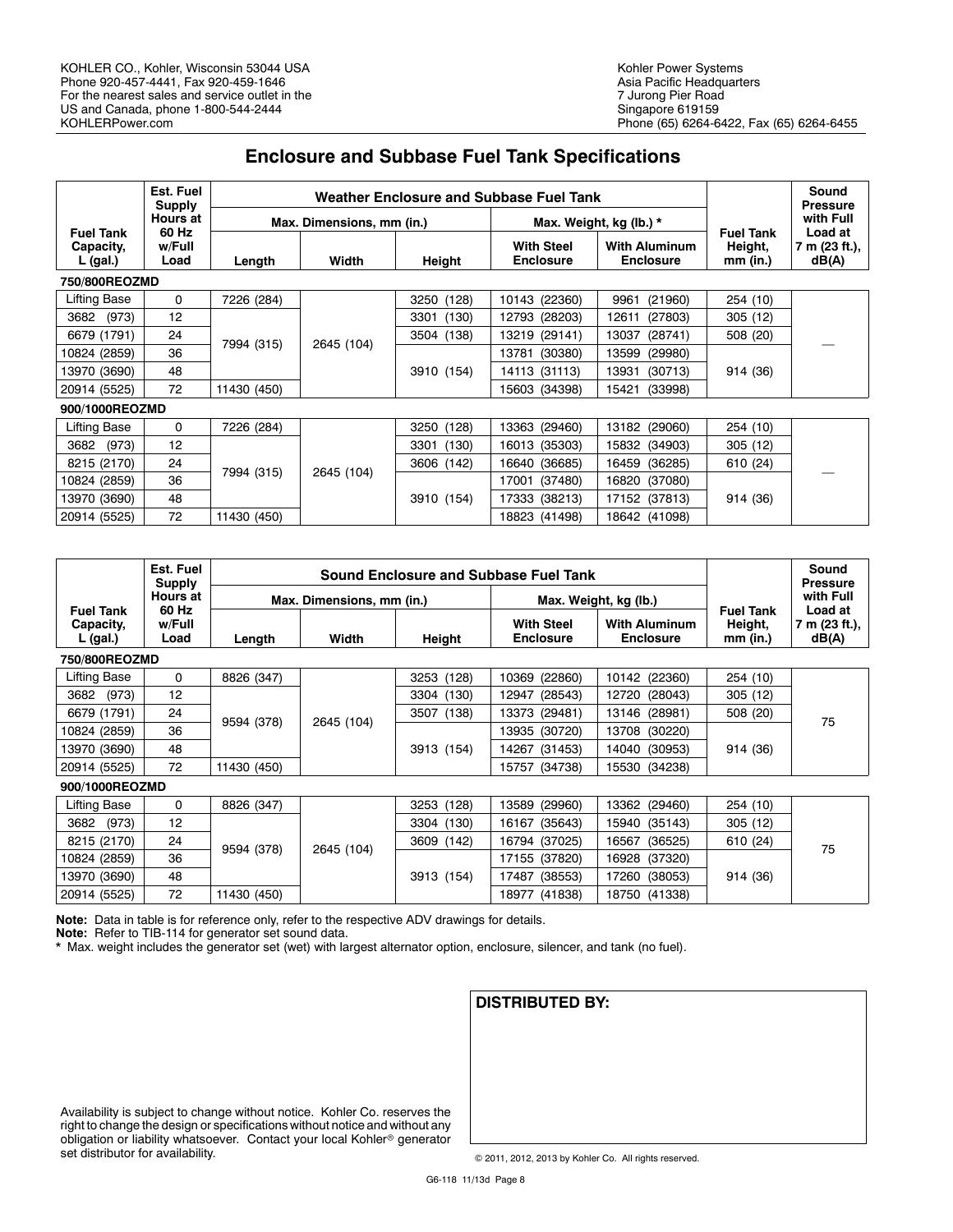KOHLER CO., Kohler, Wisconsin 53044 USA
Phone 920-457-4441, Fax 920-459-1646
For the nearest sales and service outlet in the US and Canada, phone 1-800-544-2444
KOHLERPower.com

Kohler Power Systems
Asia Pacific Headquarters
7 Jurong Pier Road
Singapore 619159
Phone (65) 6264-6422, Fax (65) 6264-6455

## Enclosure and Subbase Fuel Tank Specifications

| Fuel Tank Capacity, L (gal.) | Est. Fuel Supply Hours at 60 Hz w/Full Load | Weather Enclosure and Subbase Fuel Tank | | | | | Fuel Tank Height, mm (in.) | Sound Pressure with Full Load at 7 m (23 ft.), dB(A) |
|---|---|---|---|---|---|---|---|---|
| | | Max. Dimensions, mm (in.) | | | Max. Weight, kg (lb.) * | | | |
| | | Length | Width | Height | With Steel Enclosure | With Aluminum Enclosure | | |
| **750/800REOZMD** | | | | | | | | |
| Lifting Base | 0 | 7226 (284) | 2645 (104) | 3250 (128) | 10143 (22360) | 9961 (21960) | 254 (10) | — |
| 3682 (973) | 12 | 7994 (315) | 2645 (104) | 3301 (130) | 12793 (28203) | 12611 (27803) | 305 (12) | — |
| 6679 (1791) | 24 | 7994 (315) | 2645 (104) | 3504 (138) | 13219 (29141) | 13037 (28741) | 508 (20) | — |
| 10824 (2859) | 36 | 7994 (315) | 2645 (104) | 3910 (154) | 13781 (30380) | 13599 (29980) | 914 (36) | — |
| 13970 (3690) | 48 | 7994 (315) | 2645 (104) | 3910 (154) | 14113 (31113) | 13931 (30713) | 914 (36) | — |
| 20914 (5525) | 72 | 11430 (450) | 2645 (104) | 3910 (154) | 15603 (34398) | 15421 (33998) | 914 (36) | — |
| **900/1000REOZMD** | | | | | | | | |
| Lifting Base | 0 | 7226 (284) | 2645 (104) | 3250 (128) | 13363 (29460) | 13182 (29060) | 254 (10) | — |
| 3682 (973) | 12 | 7994 (315) | 2645 (104) | 3301 (130) | 16013 (35303) | 15832 (34903) | 305 (12) | — |
| 8215 (2170) | 24 | 7994 (315) | 2645 (104) | 3606 (142) | 16640 (36685) | 16459 (36285) | 610 (24) | — |
| 10824 (2859) | 36 | 7994 (315) | 2645 (104) | 3910 (154) | 17001 (37480) | 16820 (37080) | 914 (36) | — |
| 13970 (3690) | 48 | 7994 (315) | 2645 (104) | 3910 (154) | 17333 (38213) | 17152 (37813) | 914 (36) | — |
| 20914 (5525) | 72 | 11430 (450) | 2645 (104) | 3910 (154) | 18823 (41498) | 18642 (41098) | 914 (36) | — |

| Fuel Tank Capacity, L (gal.) | Est. Fuel Supply Hours at 60 Hz w/Full Load | Sound Enclosure and Subbase Fuel Tank | | | | | Fuel Tank Height, mm (in.) | Sound Pressure with Full Load at 7 m (23 ft.), dB(A) |
|---|---|---|---|---|---|---|---|---|
| | | Max. Dimensions, mm (in.) | | | Max. Weight, kg (lb.) | | | |
| | | Length | Width | Height | With Steel Enclosure | With Aluminum Enclosure | | |
| **750/800REOZMD** | | | | | | | | |
| Lifting Base | 0 | 8826 (347) | 2645 (104) | 3253 (128) | 10369 (22860) | 10142 (22360) | 254 (10) | 75 |
| 3682 (973) | 12 | 9594 (378) | 2645 (104) | 3304 (130) | 12947 (28543) | 12720 (28043) | 305 (12) | 75 |
| 6679 (1791) | 24 | 9594 (378) | 2645 (104) | 3507 (138) | 13373 (29481) | 13146 (28981) | 508 (20) | 75 |
| 10824 (2859) | 36 | 9594 (378) | 2645 (104) | 3913 (154) | 13935 (30720) | 13708 (30220) | 914 (36) | 75 |
| 13970 (3690) | 48 | 9594 (378) | 2645 (104) | 3913 (154) | 14267 (31453) | 14040 (30953) | 914 (36) | 75 |
| 20914 (5525) | 72 | 11430 (450) | 2645 (104) | 3913 (154) | 15757 (34738) | 15530 (34238) | 914 (36) | 75 |
| **900/1000REOZMD** | | | | | | | | |
| Lifting Base | 0 | 8826 (347) | 2645 (104) | 3253 (128) | 13589 (29960) | 13362 (29460) | 254 (10) | 75 |
| 3682 (973) | 12 | 9594 (378) | 2645 (104) | 3304 (130) | 16167 (35643) | 15940 (35143) | 305 (12) | 75 |
| 8215 (2170) | 24 | 9594 (378) | 2645 (104) | 3609 (142) | 16794 (37025) | 16567 (36525) | 610 (24) | 75 |
| 10824 (2859) | 36 | 9594 (378) | 2645 (104) | 3913 (154) | 17155 (37820) | 16928 (37320) | 914 (36) | 75 |
| 13970 (3690) | 48 | 9594 (378) | 2645 (104) | 3913 (154) | 17487 (38553) | 17260 (38053) | 914 (36) | 75 |
| 20914 (5525) | 72 | 11430 (450) | 2645 (104) | 3913 (154) | 18977 (41838) | 18750 (41338) | 914 (36) | 75 |

**Note:** Data in table is for reference only, refer to the respective ADV drawings for details.
**Note:** Refer to TIB-114 for generator set sound data.
**\*** Max. weight includes the generator set (wet) with largest alternator option, enclosure, silencer, and tank (no fuel).

**DISTRIBUTED BY:**

Availability is subject to change without notice. Kohler Co. reserves the right to change the design or specifications without notice and without any obligation or liability whatsoever. Contact your local Kohler® generator set distributor for availability.

© 2011, 2012, 2013 by Kohler Co. All rights reserved.

G6-118 11/13d